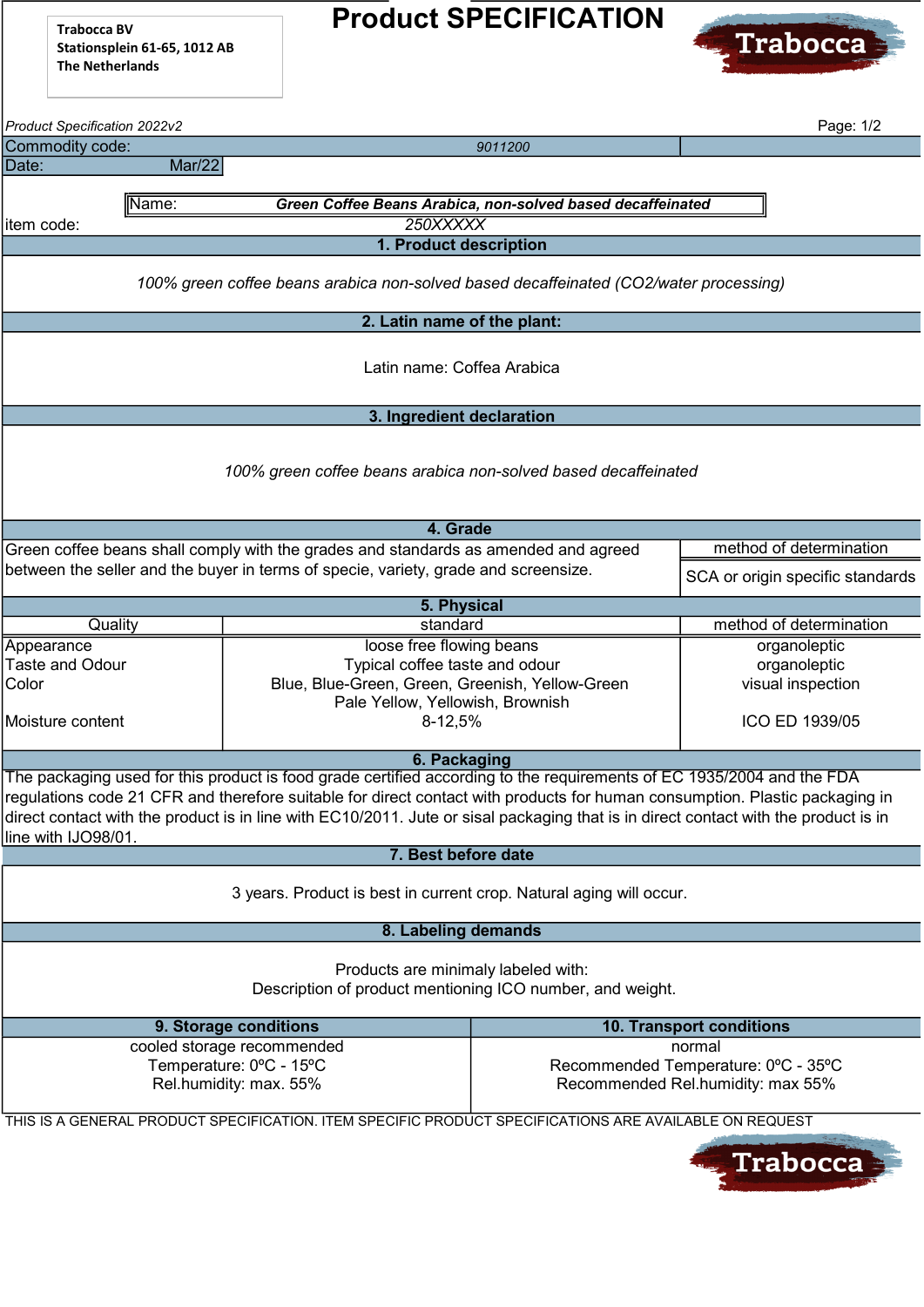Trabocca BV
Stationsplein 61-65, 1012 AB
The Netherlands

# Product SPECIFICATION

Trabocca

*Product Specification 2022v2*

| | |
|---|---|
| Commodity code: | *9011200* |
| Date: | Mar/22 |

| | |
|---|---|
| Name: | ***Green Coffee Beans Arabica, non-solved based decaffeinated*** |
| item code: | *250XXXXX* |

## 1. Product description

*100% green coffee beans arabica non-solved based decaffeinated (CO2/water processing)*

## 2. Latin name of the plant:

Latin name: Coffea Arabica

## 3. Ingredient declaration

*100% green coffee beans arabica non-solved based decaffeinated*

## 4. Grade

| | method of determination |
|---|---|
| Green coffee beans shall comply with the grades and standards as amended and agreed between the seller and the buyer in terms of specie, variety, grade and screensize. | SCA or origin specific standards |

## 5. Physical

| Quality | standard | method of determination |
|---|---|---|
| Appearance | loose free flowing beans | organoleptic |
| Taste and Odour | Typical coffee taste and odour | organoleptic |
| Color | Blue, Blue-Green, Green, Greenish, Yellow-Green Pale Yellow, Yellowish, Brownish | visual inspection |
| Moisture content | 8-12,5% | ICO ED 1939/05 |

## 6. Packaging

The packaging used for this product is food grade certified according to the requirements of EC 1935/2004 and the FDA regulations code 21 CFR and therefore suitable for direct contact with products for human consumption. Plastic packaging in direct contact with the product is in line with EC10/2011. Jute or sisal packaging that is in direct contact with the product is in line with IJO98/01.

## 7. Best before date

3 years. Product is best in current crop. Natural aging will occur.

## 8. Labeling demands

Products are minimaly labeled with:
Description of product mentioning ICO number, and weight.

| 9. Storage conditions | 10. Transport conditions |
|---|---|
| cooled storage recommended<br>Temperature: 0ºC - 15ºC<br>Rel.humidity: max. 55% | normal<br>Recommended Temperature: 0ºC - 35ºC<br>Recommended Rel.humidity: max 55% |

THIS IS A GENERAL PRODUCT SPECIFICATION. ITEM SPECIFIC PRODUCT SPECIFICATIONS ARE AVAILABLE ON REQUEST

Trabocca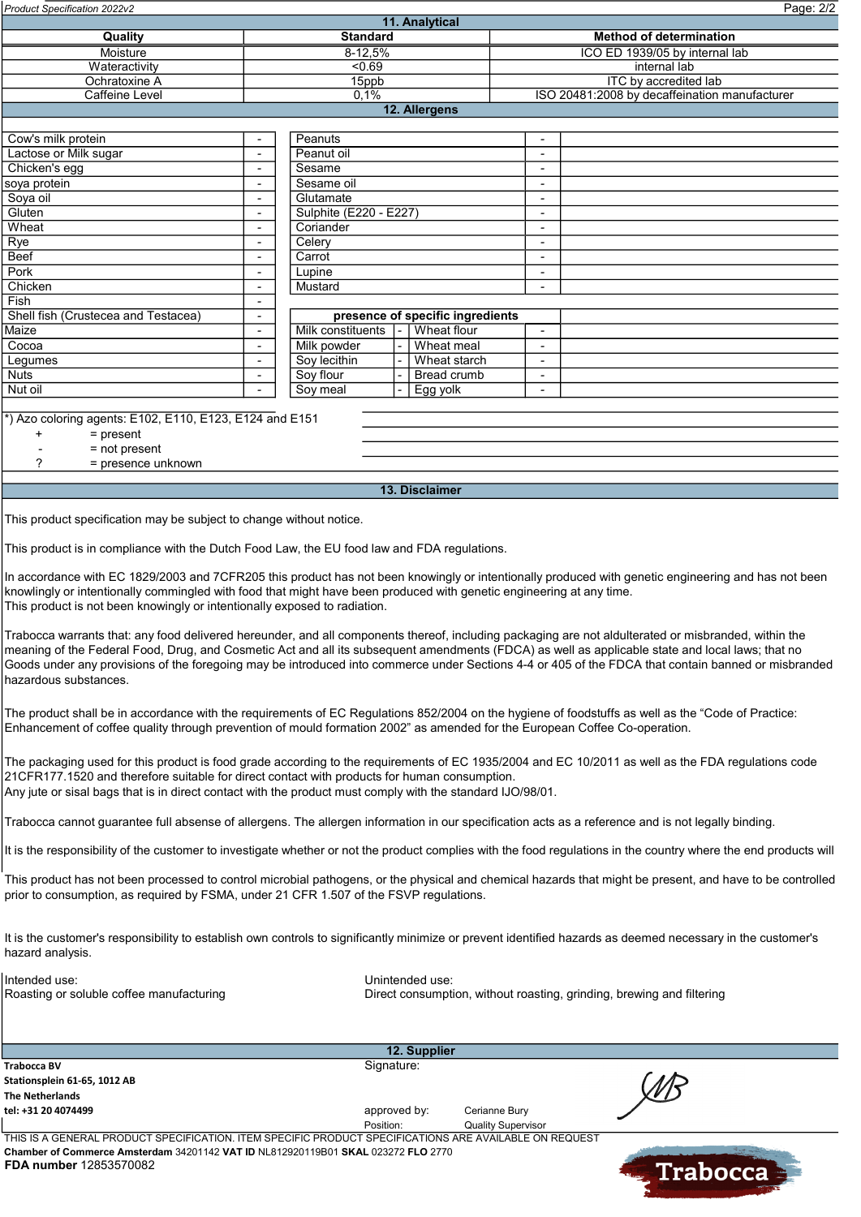## 11. Analytical

| Quality | Standard | Method of determination |
| --- | --- | --- |
| Moisture | 8-12,5% | ICO ED 1939/05 by internal lab |
| Wateractivity | <0.69 | internal lab |
| Ochratoxine A | 15ppb | ITC by accredited lab |
| Caffeine Level | 0,1% | ISO 20481:2008 by decaffeination manufacturer |

## 12. Allergens

| | | | |
| --- | --- | --- | --- |
| Cow's milk protein | - | Peanuts | - |
| Lactose or Milk sugar | - | Peanut oil | - |
| Chicken's egg | - | Sesame | - |
| soya protein | - | Sesame oil | - |
| Soya oil | - | Glutamate | - |
| Gluten | - | Sulphite (E220 - E227) | - |
| Wheat | - | Coriander | - |
| Rye | - | Celery | - |
| Beef | - | Carrot | - |
| Pork | - | Lupine | - |
| Chicken | - | Mustard | - |
| Fish | - | | |
| Shell fish (Crustecea and Testacea) | - | | |
| Maize | - | | |
| Cocoa | - | | |
| Legumes | - | | |
| Nuts | - | | |
| Nut oil | - | | |

**presence of specific ingredients**

| | | | |
| --- | --- | --- | --- |
| Milk constituents | - | Wheat flour | - |
| Milk powder | - | Wheat meal | - |
| Soy lecithin | - | Wheat starch | - |
| Soy flour | - | Bread crumb | - |
| Soy meal | - | Egg yolk | - |

*) Azo coloring agents: E102, E110, E123, E124 and E151

+ = present
- = not present
? = presence unknown

## 13. Disclaimer

This product specification may be subject to change without notice.

This product is in compliance with the Dutch Food Law, the EU food law and FDA regulations.

In accordance with EC 1829/2003 and 7CFR205 this product has not been knowingly or intentionally produced with genetic engineering and has not been knowlingly or intentionally commingled with food that might have been produced with genetic engineering at any time.
This product is not been knowingly or intentionally exposed to radiation.

Trabocca warrants that: any food delivered hereunder, and all components thereof, including packaging are not aldulterated or misbranded, within the meaning of the Federal Food, Drug, and Cosmetic Act and all its subsequent amendments (FDCA) as well as applicable state and local laws; that no Goods under any provisions of the foregoing may be introduced into commerce under Sections 4-4 or 405 of the FDCA that contain banned or misbranded hazardous substances.

The product shall be in accordance with the requirements of EC Regulations 852/2004 on the hygiene of foodstuffs as well as the "Code of Practice: Enhancement of coffee quality through prevention of mould formation 2002" as amended for the European Coffee Co-operation.

The packaging used for this product is food grade according to the requirements of EC 1935/2004 and EC 10/2011 as well as the FDA regulations code 21CFR177.1520 and therefore suitable for direct contact with products for human consumption.
Any jute or sisal bags that is in direct contact with the product must comply with the standard IJO/98/01.

Trabocca cannot guarantee full absense of allergens. The allergen information in our specification acts as a reference and is not legally binding.

It is the responsibility of the customer to investigate whether or not the product complies with the food regulations in the country where the end products will

This product has not been processed to control microbial pathogens, or the physical and chemical hazards that might be present, and have to be controlled prior to consumption, as required by FSMA, under 21 CFR 1.507 of the FSVP regulations.

It is the customer's responsibility to establish own controls to significantly minimize or prevent identified hazards as deemed necessary in the customer's hazard analysis.

Intended use:
Roasting or soluble coffee manufacturing

Unintended use:
Direct consumption, without roasting, grinding, brewing and filtering

## 12. Supplier

**Trabocca BV**
**Stationsplein 61-65, 1012 AB**
**The Netherlands**
**tel: +31 20 4074499**

Signature:

approved by: Cerianne Bury
Position: Quality Supervisor

THIS IS A GENERAL PRODUCT SPECIFICATION. ITEM SPECIFIC PRODUCT SPECIFICATIONS ARE AVAILABLE ON REQUEST
**Chamber of Commerce Amsterdam** 34201142 **VAT ID** NL812920119B01 **SKAL** 023272 **FLO** 2770
**FDA number** 12853570082

Trabocca